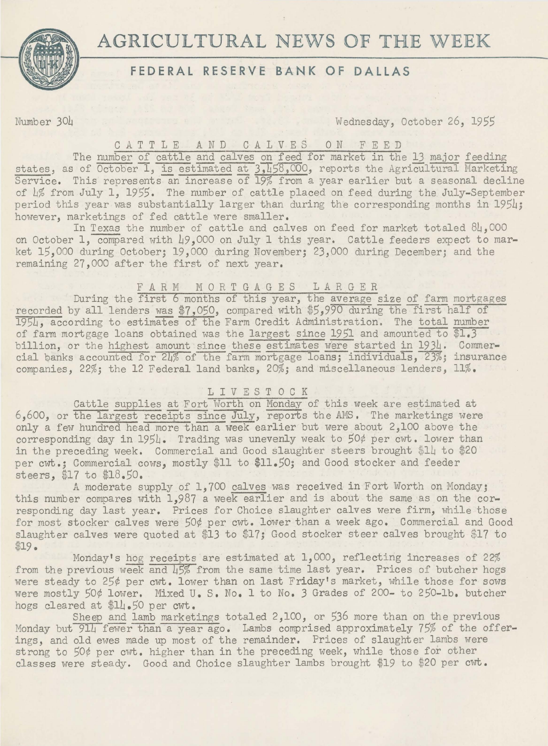# AGRICULTURAL NEWS OF THE WEEK

## FEDERAL RESERVE BANK OF DALLAS

Number 304 Wednesday, October 26, 1955

### CATTLE AND CALVES ON FEED

The number of cattle and calves on feed for market in the 13 major feeding states, as of October 1, is estimated at 3,458,000, reports the Agricultural Marketing Service. This represents an increase of 19% from a year earlier but a seasonal decline of 4% from July 1, 1955. The number of cattle placed on feed during the July-September period this year was substantially larger than during the corresponding months in 1954; however, marketings of fed cattle were smaller.

In Texas the number of cattle and calves on feed for market totaled 84,000 on October 1, compared with 49,000 on July 1 this year. Cattle feeders expect to market 15,000 during October; 19,000 during November; 23,000 during December; and the remaining 27,000 after the first of next year.

### FARM MORTGAGES LARGER

During the first 6 months of this year, the average size of farm mortgages recorded by all lenders was $7,050, compared with $5,990 during the first half of 1954, according to estimates of the Farm Credit Administration. The total number of farm mortgage loans obtained was the largest since 1951 and amounted to $1.3 billion, or the highest amount since these estimates were started in 1934. Commercial banks accounted for 24% of the farm mortgage loans; individuals, 23%; insurance companies, 22%; the 12 Federal land banks, 20%; and miscellaneous lenders, 11%.

### LIVESTOCK

Cattle supplies at Fort Worth on Monday of this week are estimated at 6,600, or the largest receipts since July, reports the AMS. The marketings were only a few hundred head more than a week earlier but were about 2,100 above the corresponding day in 1954. Trading was unevenly weak to 50¢ per cwt. lower than in the preceding week. Commercial and Good slaughter steers brought $14 to $20 per cwt.; Commercial cows, mostly $11 to $11.50; and Good stocker and feeder steers, $17 to $18.50.

A moderate supply of 1,700 calves was received in Fort Worth on Monday; this number compares with 1,987 a week earlier and is about the same as on the corresponding day last year. Prices for Choice slaughter calves were firm, while those for most stocker calves were 50¢ per cwt. lower than a week ago. Commercial and Good slaughter calves were quoted at $13 to $17; Good stocker steer calves brought $17 to $19.

Monday's hog receipts are estimated at 1,000, reflecting increases of 22% from the previous week and 45% from the same time last year. Prices of butcher hogs were steady to 25¢ per cwt. lower than on last Friday's market, while those for sows were mostly 50¢ lower. Mixed U. S. No. 1 to No. 3 Grades of 200- to 250-lb. butcher hogs cleared at $14.50 per cwt.

Sheep and lamb marketings totaled 2,100, or 536 more than on the previous Monday but 914 fewer than a year ago. Lambs comprised approximately 75% of the offerings, and old ewes made up most of the remainder. Prices of slaughter lambs were strong to 50¢ per cwt. higher than in the preceding week, while those for other classes were steady. Good and Choice slaughter lambs brought $19 to $20 per cwt.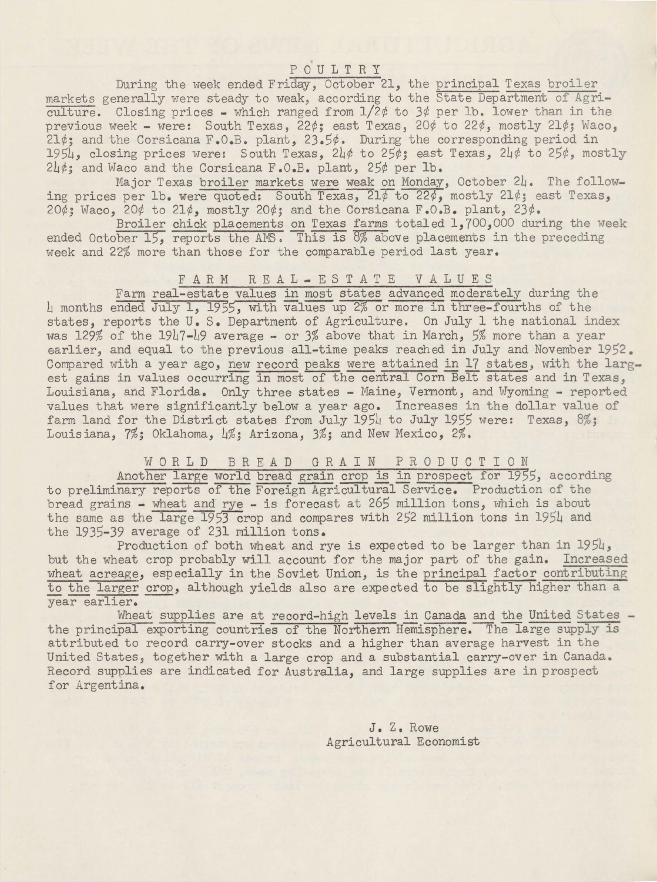## POULTRY

During the week ended Friday, October 21, the principal Texas broiler markets generally were steady to weak, according to the State Department of Agriculture. Closing prices - which ranged from 1/2¢ to 3¢ per lb. lower than in the previous week - were: South Texas, 22¢; east Texas, 20¢ to 22¢, mostly 21¢; Waco, 21¢; and the Corsicana F.O.B. plant, 23.5¢. During the corresponding period in 1954, closing prices were: South Texas, 24¢ to 25¢; east Texas, 24¢ to 25¢, mostly 24¢; and Waco and the Corsicana F.O.B. plant, 25¢ per lb.

Major Texas broiler markets were weak on Monday, October 24. The following prices per lb. were quoted: South Texas, 21¢ to 22¢, mostly 21¢; east Texas, 20¢; Waco, 20¢ to 21¢, mostly 20¢; and the Corsicana F.O.B. plant, 23¢.

Broiler chick placements on Texas farms totaled 1,700,000 during the week ended October 15, reports the AMS. This is 8% above placements in the preceding week and 22% more than those for the comparable period last year.

## FARM REAL-ESTATE VALUES

Farm real-estate values in most states advanced moderately during the 4 months ended July 1, 1955, with values up 2% or more in three-fourths of the states, reports the U. S. Department of Agriculture. On July 1 the national index was 129% of the 1947-49 average - or 3% above that in March, 5% more than a year earlier, and equal to the previous all-time peaks reached in July and November 1952. Compared with a year ago, new record peaks were attained in 17 states, with the largest gains in values occurring in most of the central Corn Belt states and in Texas, Louisiana, and Florida. Only three states - Maine, Vermont, and Wyoming - reported values that were significantly below a year ago. Increases in the dollar value of farm land for the District states from July 1954 to July 1955 were: Texas, 8%; Louisiana, 7%; Oklahoma, 4%; Arizona, 3%; and New Mexico, 2%.

## WORLD BREAD GRAIN PRODUCTION

Another large world bread grain crop is in prospect for 1955, according to preliminary reports of the Foreign Agricultural Service. Production of the bread grains - wheat and rye - is forecast at 265 million tons, which is about the same as the large 1953 crop and compares with 252 million tons in 1954 and the 1935-39 average of 231 million tons.

Production of both wheat and rye is expected to be larger than in 1954, but the wheat crop probably will account for the major part of the gain. Increased wheat acreage, especially in the Soviet Union, is the principal factor contributing to the larger crop, although yields also are expected to be slightly higher than a year earlier.

Wheat supplies are at record-high levels in Canada and the United States - the principal exporting countries of the Northern Hemisphere. The large supply is attributed to record carry-over stocks and a higher than average harvest in the United States, together with a large crop and a substantial carry-over in Canada. Record supplies are indicated for Australia, and large supplies are in prospect for Argentina.

J. Z. Rowe
Agricultural Economist